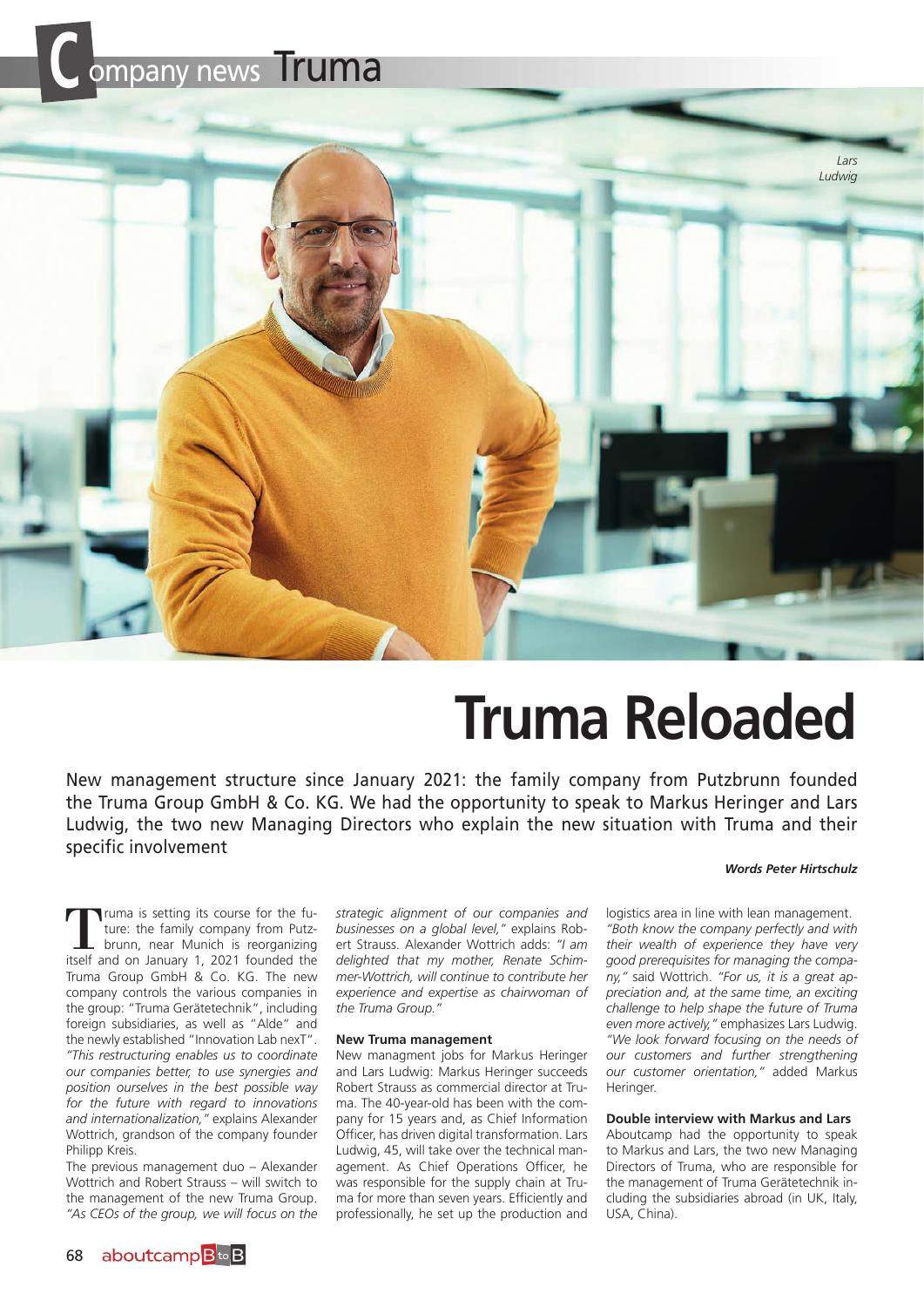# Truma Reloaded

New management structure since January 2021: the family company from Putzbrunn founded the Truma Group GmbH & Co. KG. We had the opportunity to speak to Markus Heringer and Lars Ludwig, the two new Managing Directors who explain the new situation with Truma and their specific involvement

***Words Peter Hirtschulz***

Lars Ludwig

Truma is setting its course for the future: the family company from Putzbrunn, near Munich is reorganizing itself and on January 1, 2021 founded the Truma Group GmbH & Co. KG. The new company controls the various companies in the group: "Truma Gerätetechnik", including foreign subsidiaries, as well as "Alde" and the newly established "Innovation Lab nexT". *"This restructuring enables us to coordinate our companies better, to use synergies and position ourselves in the best possible way for the future with regard to innovations and internationalization,"* explains Alexander Wottrich, grandson of the company founder Philipp Kreis.

The previous management duo – Alexander Wottrich and Robert Strauss – will switch to the management of the new Truma Group. *"As CEOs of the group, we will focus on the strategic alignment of our companies and businesses on a global level,"* explains Robert Strauss. Alexander Wottrich adds: *"I am delighted that my mother, Renate Schimmer-Wottrich, will continue to contribute her experience and expertise as chairwoman of the Truma Group."*

**New Truma management**

New managment jobs for Markus Heringer and Lars Ludwig: Markus Heringer succeeds Robert Strauss as commercial director at Truma. The 40-year-old has been with the company for 15 years and, as Chief Information Officer, has driven digital transformation. Lars Ludwig, 45, will take over the technical management. As Chief Operations Officer, he was responsible for the supply chain at Truma for more than seven years. Efficiently and professionally, he set up the production and logistics area in line with lean management. *"Both know the company perfectly and with their wealth of experience they have very good prerequisites for managing the company,"* said Wottrich. *"For us, it is a great appreciation and, at the same time, an exciting challenge to help shape the future of Truma even more actively,"* emphasizes Lars Ludwig. *"We look forward focusing on the needs of our customers and further strengthening our customer orientation,"* added Markus Heringer.

**Double interview with Markus and Lars**

Aboutcamp had the opportunity to speak to Markus and Lars, the two new Managing Directors of Truma, who are responsible for the management of Truma Gerätetechnik including the subsidiaries abroad (in UK, Italy, USA, China).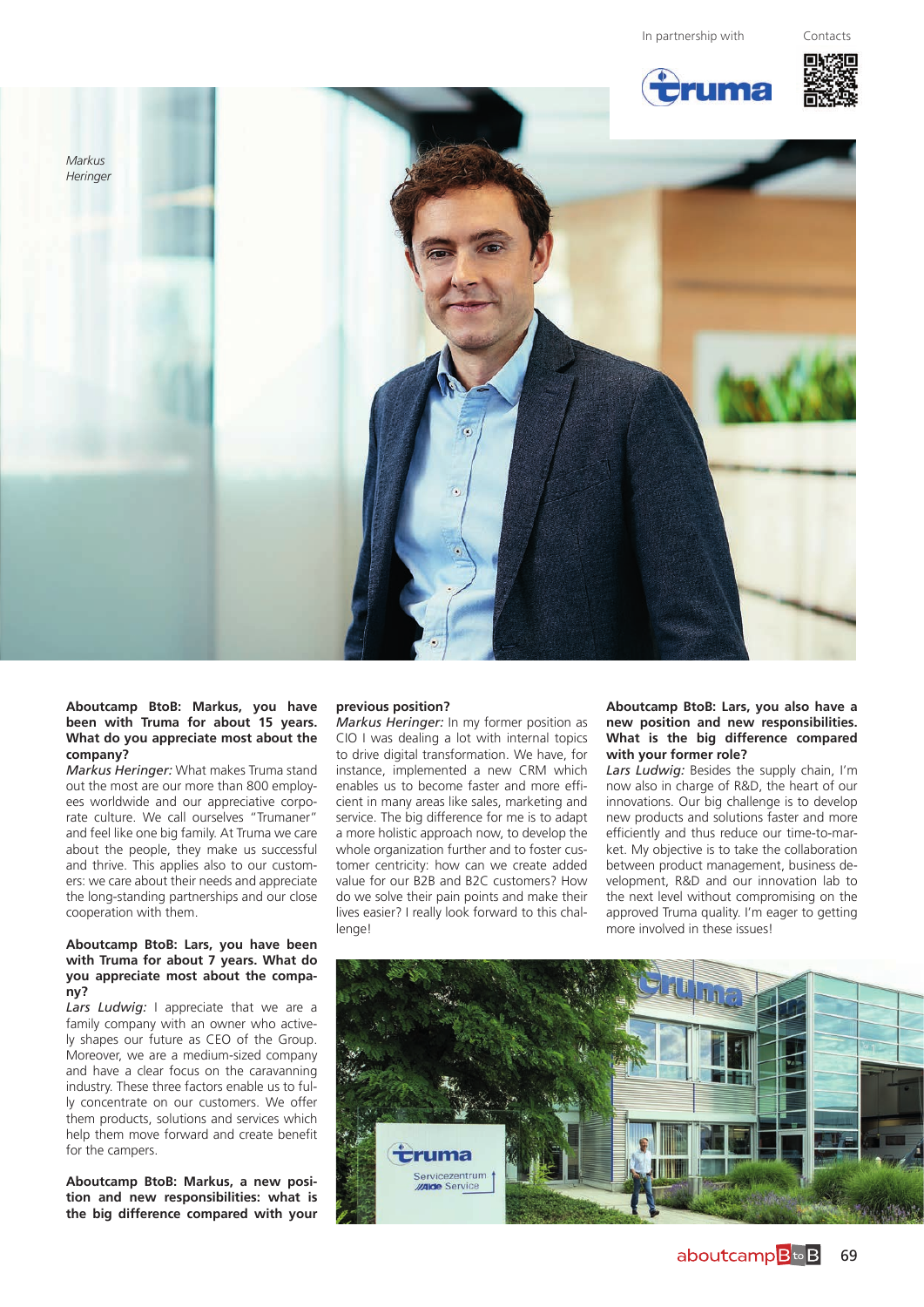In partnership with

Contacts

*Markus Heringer*

**Aboutcamp BtoB: Markus, you have been with Truma for about 15 years. What do you appreciate most about the company?**

*Markus Heringer:* What makes Truma stand out the most are our more than 800 employees worldwide and our appreciative corporate culture. We call ourselves "Trumaner" and feel like one big family. At Truma we care about the people, they make us successful and thrive. This applies also to our customers: we care about their needs and appreciate the long-standing partnerships and our close cooperation with them.

**Aboutcamp BtoB: Lars, you have been with Truma for about 7 years. What do you appreciate most about the company?**

*Lars Ludwig:* I appreciate that we are a family company with an owner who actively shapes our future as CEO of the Group. Moreover, we are a medium-sized company and have a clear focus on the caravanning industry. These three factors enable us to fully concentrate on our customers. We offer them products, solutions and services which help them move forward and create benefit for the campers.

**Aboutcamp BtoB: Markus, a new position and new responsibilities: what is the big difference compared with your previous position?**

*Markus Heringer:* In my former position as CIO I was dealing a lot with internal topics to drive digital transformation. We have, for instance, implemented a new CRM which enables us to become faster and more efficient in many areas like sales, marketing and service. The big difference for me is to adapt a more holistic approach now, to develop the whole organization further and to foster customer centricity: how can we create added value for our B2B and B2C customers? How do we solve their pain points and make their lives easier? I really look forward to this challenge!

**Aboutcamp BtoB: Lars, you also have a new position and new responsibilities. What is the big difference compared with your former role?**

*Lars Ludwig:* Besides the supply chain, I'm now also in charge of R&D, the heart of our innovations. Our big challenge is to develop new products and solutions faster and more efficiently and thus reduce our time-to-market. My objective is to take the collaboration between product management, business development, R&D and our innovation lab to the next level without compromising on the approved Truma quality. I'm eager to getting more involved in these issues!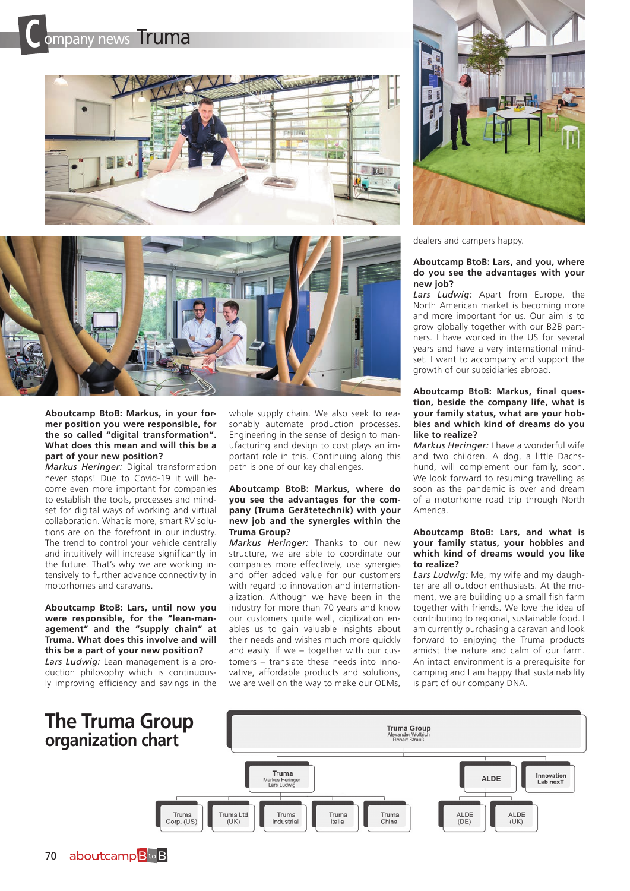dealers and campers happy.

**Aboutcamp BtoB: Markus, in your former position you were responsible, for the so called "digital transformation". What does this mean and will this be a part of your new position?**
*Markus Heringer:* Digital transformation never stops! Due to Covid-19 it will become even more important for companies to establish the tools, processes and mindset for digital ways of working and virtual collaboration. What is more, smart RV solutions are on the forefront in our industry. The trend to control your vehicle centrally and intuitively will increase significantly in the future. That's why we are working intensively to further advance connectivity in motorhomes and caravans.

**Aboutcamp BtoB: Lars, until now you were responsible, for the "lean-management" and the "supply chain" at Truma. What does this involve and will this be a part of your new position?**
*Lars Ludwig:* Lean management is a production philosophy which is continuously improving efficiency and savings in the whole supply chain. We also seek to reasonably automate production processes. Engineering in the sense of design to manufacturing and design to cost plays an important role in this. Continuing along this path is one of our key challenges.

**Aboutcamp BtoB: Markus, where do you see the advantages for the company (Truma Gerätetechnik) with your new job and the synergies within the Truma Group?**
*Markus Heringer:* Thanks to our new structure, we are able to coordinate our companies more effectively, use synergies and offer added value for our customers with regard to innovation and internationalization. Although we have been in the industry for more than 70 years and know our customers quite well, digitization enables us to gain valuable insights about their needs and wishes much more quickly and easily. If we – together with our customers – translate these needs into innovative, affordable products and solutions, we are well on the way to make our OEMs, dealers and campers happy.

**Aboutcamp BtoB: Lars, and you, where do you see the advantages with your new job?**
*Lars Ludwig:* Apart from Europe, the North American market is becoming more and more important for us. Our aim is to grow globally together with our B2B partners. I have worked in the US for several years and have a very international mindset. I want to accompany and support the growth of our subsidiaries abroad.

**Aboutcamp BtoB: Markus, final question, beside the company life, what is your family status, what are your hobbies and which kind of dreams do you like to realize?**
*Markus Heringer:* I have a wonderful wife and two children. A dog, a little Dachshund, will complement our family, soon. We look forward to resuming travelling as soon as the pandemic is over and dream of a motorhome road trip through North America.

**Aboutcamp BtoB: Lars, and what is your family status, your hobbies and which kind of dreams would you like to realize?**
*Lars Ludwig:* Me, my wife and my daughter are all outdoor enthusiasts. At the moment, we are building up a small fish farm together with friends. We love the idea of contributing to regional, sustainable food. I am currently purchasing a caravan and look forward to enjoying the Truma products amidst the nature and calm of our farm. An intact environment is a prerequisite for camping and I am happy that sustainability is part of our company DNA.

## The Truma Group organization chart

Truma Group
Alexander Wottrich
Robert Strauß

Truma
Markus Heringer
Lars Ludwig

ALDE

Innovation Lab nexT

Truma Corp. (US)

Truma Ltd. (UK)

Truma Industrial

Truma Italia

Truma China

ALDE (DE)

ALDE (UK)